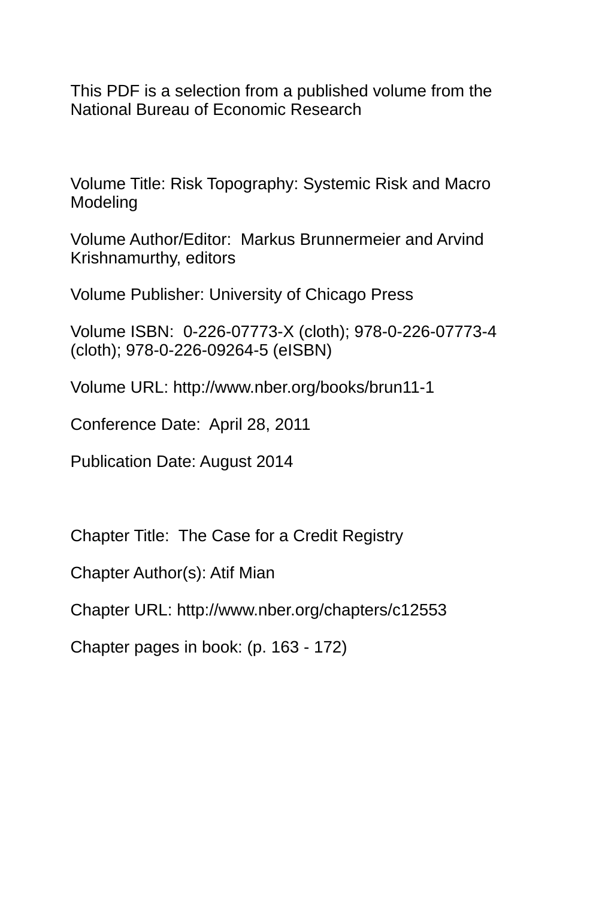This PDF is a selection from a published volume from the National Bureau of Economic Research

Volume Title: Risk Topography: Systemic Risk and Macro Modeling

Volume Author/Editor: Markus Brunnermeier and Arvind Krishnamurthy, editors

Volume Publisher: University of Chicago Press

Volume ISBN: 0-226-07773-X (cloth); 978-0-226-07773-4 (cloth); 978-0-226-09264-5 (eISBN)

Volume URL: http://www.nber.org/books/brun11-1

Conference Date: April 28, 2011

Publication Date: August 2014

Chapter Title: The Case for a Credit Registry

Chapter Author(s): Atif Mian

Chapter URL: http://www.nber.org/chapters/c12553

Chapter pages in book: (p. 163 - 172)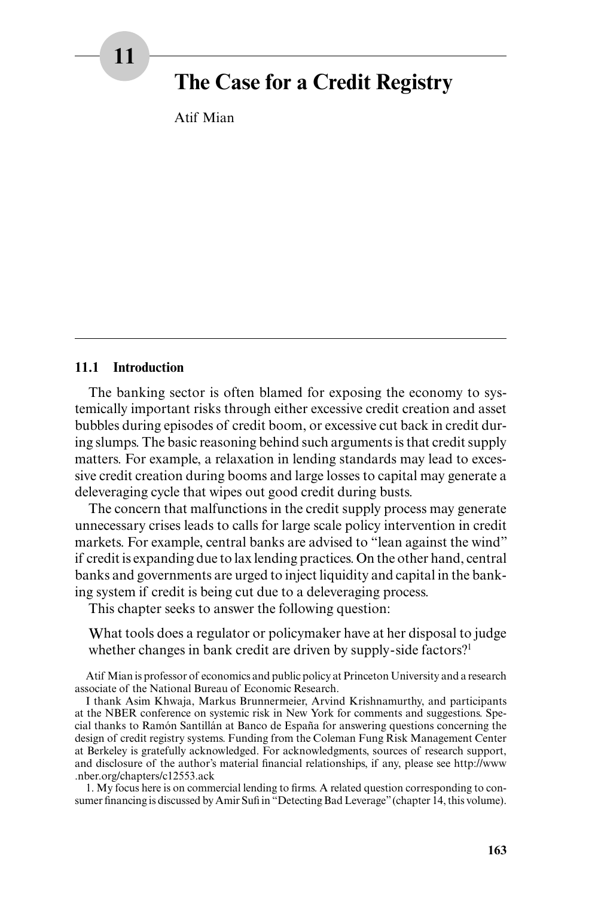# 11 The Case for a Credit Registry

Atif Mian

## 11.1 Introduction

The banking sector is often blamed for exposing the economy to systemically important risks through either excessive credit creation and asset bubbles during episodes of credit boom, or excessive cut back in credit during slumps. The basic reasoning behind such arguments is that credit supply matters. For example, a relaxation in lending standards may lead to excessive credit creation during booms and large losses to capital may generate a deleveraging cycle that wipes out good credit during busts.

The concern that malfunctions in the credit supply process may generate unnecessary crises leads to calls for large scale policy intervention in credit markets. For example, central banks are advised to "lean against the wind" if credit is expanding due to lax lending practices. On the other hand, central banks and governments are urged to inject liquidity and capital in the banking system if credit is being cut due to a deleveraging process.

This chapter seeks to answer the following question:

> What tools does a regulator or policymaker have at her disposal to judge whether changes in bank credit are driven by supply-side factors?[1]

Atif Mian is professor of economics and public policy at Princeton University and a research associate of the National Bureau of Economic Research.

I thank Asim Khwaja, Markus Brunnermeier, Arvind Krishnamurthy, and participants at the NBER conference on systemic risk in New York for comments and suggestions. Special thanks to Ramón Santillán at Banco de España for answering questions concerning the design of credit registry systems. Funding from the Coleman Fung Risk Management Center at Berkeley is gratefully acknowledged. For acknowledgments, sources of research support, and disclosure of the author's material financial relationships, if any, please see http://www.nber.org/chapters/c12553.ack

1. My focus here is on commercial lending to firms. A related question corresponding to consumer financing is discussed by Amir Sufi in "Detecting Bad Leverage" (chapter 14, this volume).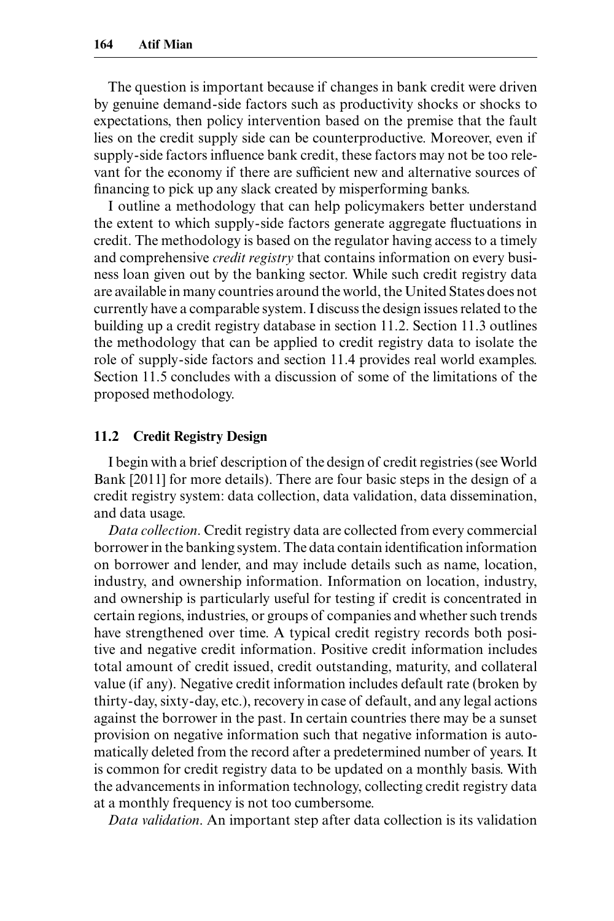The question is important because if changes in bank credit were driven by genuine demand-side factors such as productivity shocks or shocks to expectations, then policy intervention based on the premise that the fault lies on the credit supply side can be counterproductive. Moreover, even if supply-side factors influence bank credit, these factors may not be too relevant for the economy if there are sufficient new and alternative sources of financing to pick up any slack created by misperforming banks.

I outline a methodology that can help policymakers better understand the extent to which supply-side factors generate aggregate fluctuations in credit. The methodology is based on the regulator having access to a timely and comprehensive *credit registry* that contains information on every business loan given out by the banking sector. While such credit registry data are available in many countries around the world, the United States does not currently have a comparable system. I discuss the design issues related to the building up a credit registry database in section 11.2. Section 11.3 outlines the methodology that can be applied to credit registry data to isolate the role of supply-side factors and section 11.4 provides real world examples. Section 11.5 concludes with a discussion of some of the limitations of the proposed methodology.

## 11.2 Credit Registry Design

I begin with a brief description of the design of credit registries (see World Bank [2011] for more details). There are four basic steps in the design of a credit registry system: data collection, data validation, data dissemination, and data usage.

*Data collection*. Credit registry data are collected from every commercial borrower in the banking system. The data contain identification information on borrower and lender, and may include details such as name, location, industry, and ownership information. Information on location, industry, and ownership is particularly useful for testing if credit is concentrated in certain regions, industries, or groups of companies and whether such trends have strengthened over time. A typical credit registry records both positive and negative credit information. Positive credit information includes total amount of credit issued, credit outstanding, maturity, and collateral value (if any). Negative credit information includes default rate (broken by thirty-day, sixty-day, etc.), recovery in case of default, and any legal actions against the borrower in the past. In certain countries there may be a sunset provision on negative information such that negative information is automatically deleted from the record after a predetermined number of years. It is common for credit registry data to be updated on a monthly basis. With the advancements in information technology, collecting credit registry data at a monthly frequency is not too cumbersome.

*Data validation*. An important step after data collection is its validation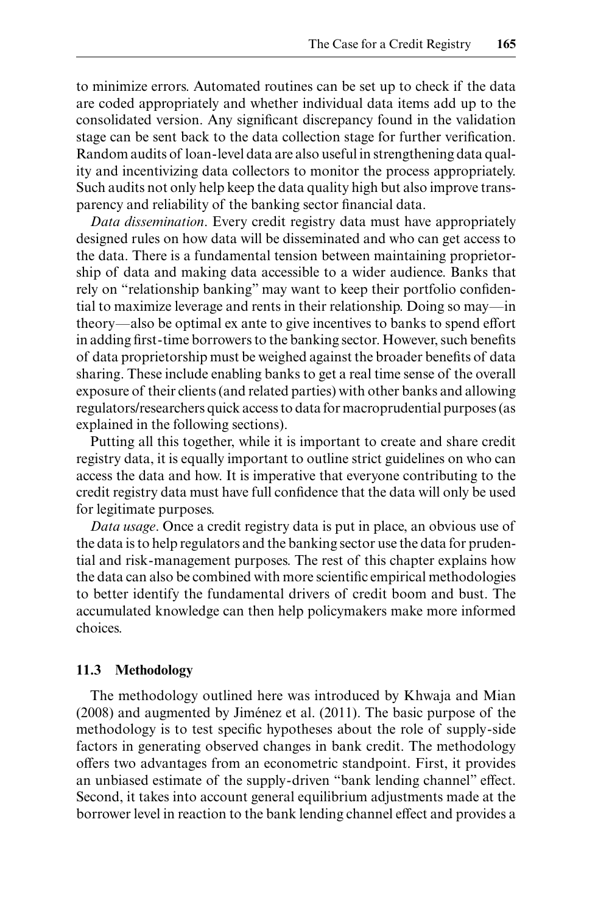to minimize errors. Automated routines can be set up to check if the data are coded appropriately and whether individual data items add up to the consolidated version. Any significant discrepancy found in the validation stage can be sent back to the data collection stage for further verification. Random audits of loan-level data are also useful in strengthening data quality and incentivizing data collectors to monitor the process appropriately. Such audits not only help keep the data quality high but also improve transparency and reliability of the banking sector financial data.

*Data dissemination*. Every credit registry data must have appropriately designed rules on how data will be disseminated and who can get access to the data. There is a fundamental tension between maintaining proprietorship of data and making data accessible to a wider audience. Banks that rely on "relationship banking" may want to keep their portfolio confidential to maximize leverage and rents in their relationship. Doing so may—in theory—also be optimal ex ante to give incentives to banks to spend effort in adding first-time borrowers to the banking sector. However, such benefits of data proprietorship must be weighed against the broader benefits of data sharing. These include enabling banks to get a real time sense of the overall exposure of their clients (and related parties) with other banks and allowing regulators/researchers quick access to data for macroprudential purposes (as explained in the following sections).

Putting all this together, while it is important to create and share credit registry data, it is equally important to outline strict guidelines on who can access the data and how. It is imperative that everyone contributing to the credit registry data must have full confidence that the data will only be used for legitimate purposes.

*Data usage*. Once a credit registry data is put in place, an obvious use of the data is to help regulators and the banking sector use the data for prudential and risk-management purposes. The rest of this chapter explains how the data can also be combined with more scientific empirical methodologies to better identify the fundamental drivers of credit boom and bust. The accumulated knowledge can then help policymakers make more informed choices.

## 11.3 Methodology

The methodology outlined here was introduced by Khwaja and Mian (2008) and augmented by Jiménez et al. (2011). The basic purpose of the methodology is to test specific hypotheses about the role of supply-side factors in generating observed changes in bank credit. The methodology offers two advantages from an econometric standpoint. First, it provides an unbiased estimate of the supply-driven "bank lending channel" effect. Second, it takes into account general equilibrium adjustments made at the borrower level in reaction to the bank lending channel effect and provides a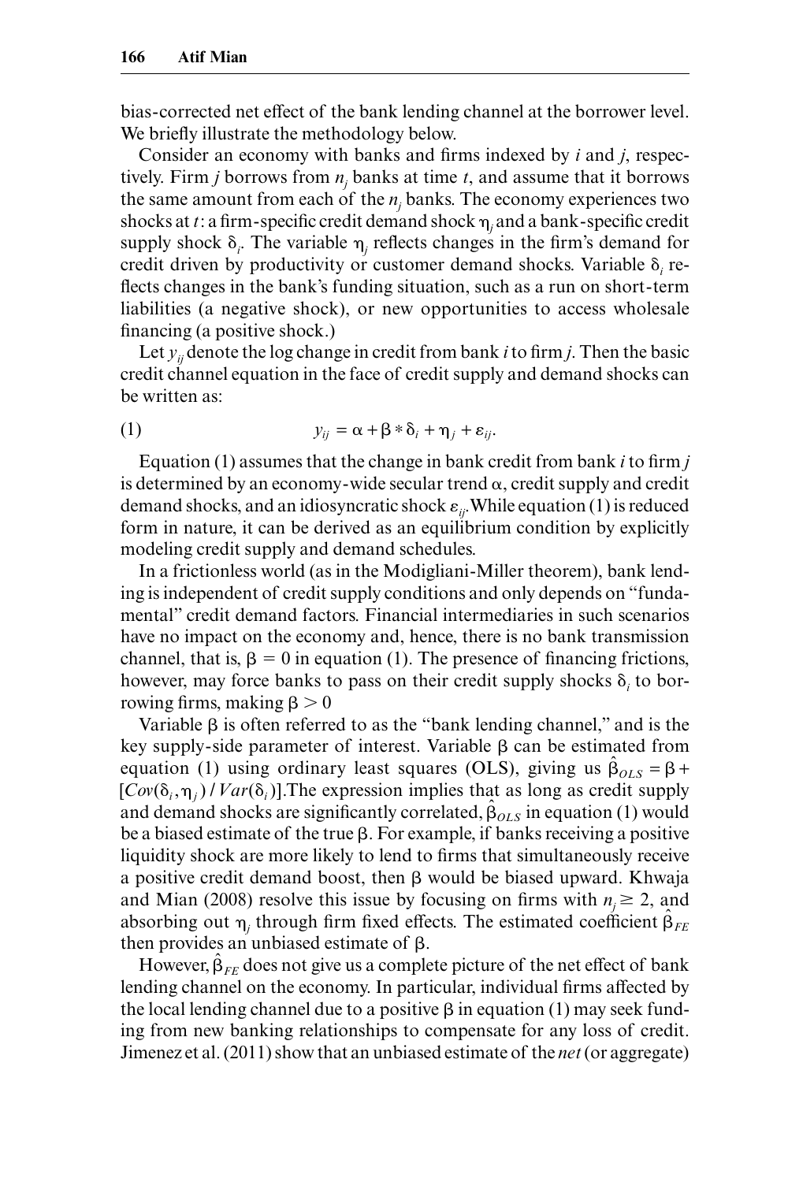bias-corrected net effect of the bank lending channel at the borrower level. We briefly illustrate the methodology below.

Consider an economy with banks and firms indexed by $i$ and $j$, respectively. Firm $j$ borrows from $n_j$ banks at time $t$, and assume that it borrows the same amount from each of the $n_j$ banks. The economy experiences two shocks at $t$: a firm-specific credit demand shock $\eta_j$ and a bank-specific credit supply shock $\delta_i$. The variable $\eta_j$ reflects changes in the firm's demand for credit driven by productivity or customer demand shocks. Variable $\delta_i$ reflects changes in the bank's funding situation, such as a run on short-term liabilities (a negative shock), or new opportunities to access wholesale financing (a positive shock.)

Let $y_{ij}$ denote the log change in credit from bank $i$ to firm $j$. Then the basic credit channel equation in the face of credit supply and demand shocks can be written as:

$$y_{ij} = \alpha + \beta * \delta_i + \eta_j + \varepsilon_{ij}. \tag{1}$$

Equation (1) assumes that the change in bank credit from bank $i$ to firm $j$ is determined by an economy-wide secular trend $\alpha$, credit supply and credit demand shocks, and an idiosyncratic shock $\varepsilon_{ij}$. While equation (1) is reduced form in nature, it can be derived as an equilibrium condition by explicitly modeling credit supply and demand schedules.

In a frictionless world (as in the Modigliani-Miller theorem), bank lending is independent of credit supply conditions and only depends on "fundamental" credit demand factors. Financial intermediaries in such scenarios have no impact on the economy and, hence, there is no bank transmission channel, that is, $\beta = 0$ in equation (1). The presence of financing frictions, however, may force banks to pass on their credit supply shocks $\delta_i$ to borrowing firms, making $\beta > 0$

Variable $\beta$ is often referred to as the "bank lending channel," and is the key supply-side parameter of interest. Variable $\beta$ can be estimated from equation (1) using ordinary least squares (OLS), giving us $\hat{\beta}_{OLS} = \beta + [Cov(\delta_i, \eta_j) / Var(\delta_i)]$. The expression implies that as long as credit supply and demand shocks are significantly correlated, $\hat{\beta}_{OLS}$ in equation (1) would be a biased estimate of the true $\beta$. For example, if banks receiving a positive liquidity shock are more likely to lend to firms that simultaneously receive a positive credit demand boost, then $\beta$ would be biased upward. Khwaja and Mian (2008) resolve this issue by focusing on firms with $n_j \geq 2$, and absorbing out $\eta_j$ through firm fixed effects. The estimated coefficient $\hat{\beta}_{FE}$ then provides an unbiased estimate of $\beta$.

However, $\hat{\beta}_{FE}$ does not give us a complete picture of the net effect of bank lending channel on the economy. In particular, individual firms affected by the local lending channel due to a positive $\beta$ in equation (1) may seek funding from new banking relationships to compensate for any loss of credit. Jimenez et al. (2011) show that an unbiased estimate of the *net* (or aggregate)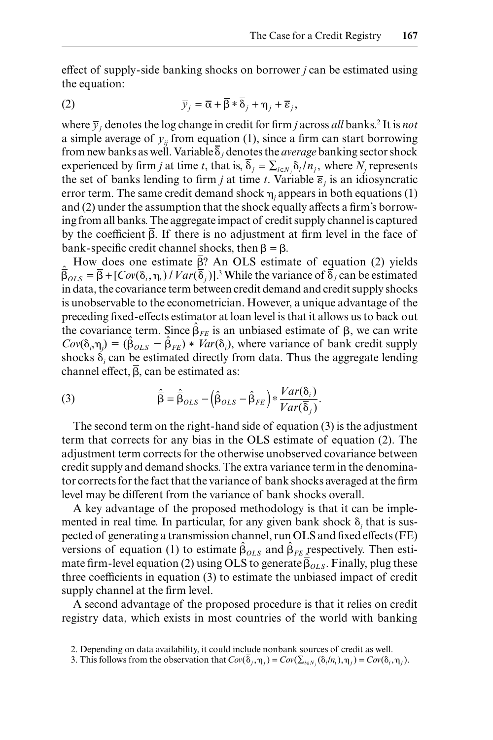effect of supply-side banking shocks on borrower *j* can be estimated using the equation:

$$\bar{y}_j = \bar{\alpha} + \bar{\beta} * \bar{\delta}_j + \eta_j + \bar{\varepsilon}_j, \tag{2}$$

where $\bar{y}_j$ denotes the log change in credit for firm *j* across *all* banks.[2] It is *not* a simple average of $y_{ij}$ from equation (1), since a firm can start borrowing from new banks as well. Variable $\bar{\delta}_j$ denotes the *average* banking sector shock experienced by firm *j* at time *t*, that is, $\bar{\delta}_j = \sum_{i \in N_j} \delta_i / n_j$, where $N_j$ represents the set of banks lending to firm *j* at time *t*. Variable $\bar{\varepsilon}_j$ is an idiosyncratic error term. The same credit demand shock $\eta_j$ appears in both equations (1) and (2) under the assumption that the shock equally affects a firm's borrowing from all banks. The aggregate impact of credit supply channel is captured by the coefficient $\bar{\beta}$. If there is no adjustment at firm level in the face of bank-specific credit channel shocks, then $\bar{\beta} = \beta$.

How does one estimate $\bar{\beta}$? An OLS estimate of equation (2) yields $\hat{\bar{\beta}}_{OLS} = \bar{\beta} + [Cov(\delta_i, \eta_i) / Var(\bar{\delta}_j)]$.[3] While the variance of $\bar{\delta}_j$ can be estimated in data, the covariance term between credit demand and credit supply shocks is unobservable to the econometrician. However, a unique advantage of the preceding fixed-effects estimator at loan level is that it allows us to back out the covariance term. Since $\hat{\beta}_{FE}$ is an unbiased estimate of $\beta$, we can write $Cov(\delta_i, \eta_j) = (\hat{\beta}_{OLS} - \hat{\beta}_{FE}) * Var(\delta_i)$, where variance of bank credit supply shocks $\delta_i$ can be estimated directly from data. Thus the aggregate lending channel effect, $\bar{\beta}$, can be estimated as:

$$\hat{\bar{\beta}} = \hat{\bar{\beta}}_{OLS} - \left(\hat{\beta}_{OLS} - \hat{\beta}_{FE}\right) * \frac{Var(\delta_i)}{Var(\bar{\delta}_j)}. \tag{3}$$

The second term on the right-hand side of equation (3) is the adjustment term that corrects for any bias in the OLS estimate of equation (2). The adjustment term corrects for the otherwise unobserved covariance between credit supply and demand shocks. The extra variance term in the denominator corrects for the fact that the variance of bank shocks averaged at the firm level may be different from the variance of bank shocks overall.

A key advantage of the proposed methodology is that it can be implemented in real time. In particular, for any given bank shock $\delta_i$ that is suspected of generating a transmission channel, run OLS and fixed effects (FE) versions of equation (1) to estimate $\hat{\beta}_{OLS}$ and $\hat{\beta}_{FE}$ respectively. Then estimate firm-level equation (2) using OLS to generate $\hat{\bar{\beta}}_{OLS}$. Finally, plug these three coefficients in equation (3) to estimate the unbiased impact of credit supply channel at the firm level.

A second advantage of the proposed procedure is that it relies on credit registry data, which exists in most countries of the world with banking

2. Depending on data availability, it could include nonbank sources of credit as well.

3. This follows from the observation that $Cov(\bar{\delta}_j, \eta_j) = Cov(\sum_{i \in N_j} (\delta_i / n_i), \eta_j) = Cov(\delta_i, \eta_j)$.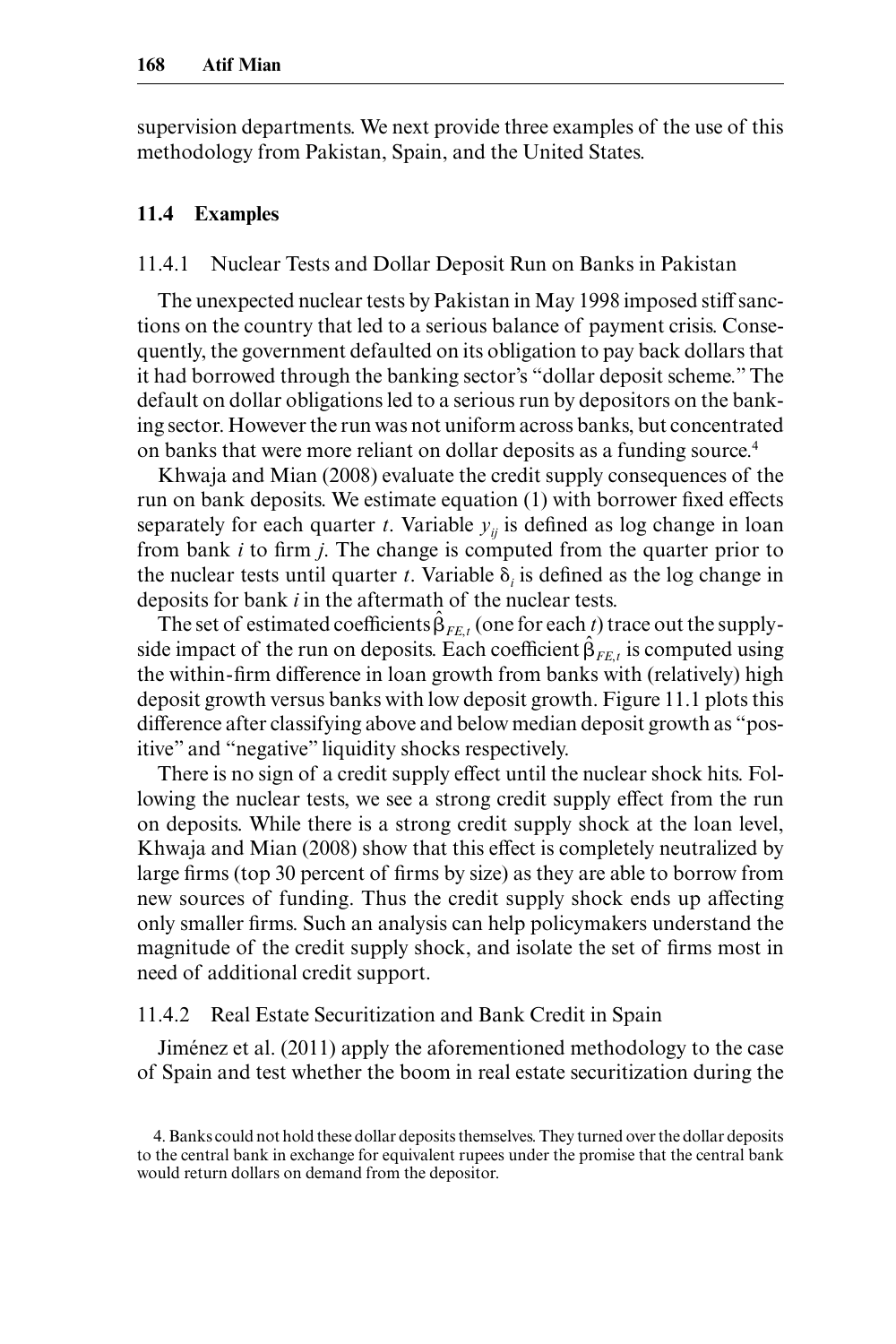supervision departments. We next provide three examples of the use of this methodology from Pakistan, Spain, and the United States.

## 11.4 Examples

### 11.4.1 Nuclear Tests and Dollar Deposit Run on Banks in Pakistan

The unexpected nuclear tests by Pakistan in May 1998 imposed stiff sanctions on the country that led to a serious balance of payment crisis. Consequently, the government defaulted on its obligation to pay back dollars that it had borrowed through the banking sector's "dollar deposit scheme." The default on dollar obligations led to a serious run by depositors on the banking sector. However the run was not uniform across banks, but concentrated on banks that were more reliant on dollar deposits as a funding source.[4]

Khwaja and Mian (2008) evaluate the credit supply consequences of the run on bank deposits. We estimate equation (1) with borrower fixed effects separately for each quarter $t$. Variable $y_{ij}$ is defined as log change in loan from bank $i$ to firm $j$. The change is computed from the quarter prior to the nuclear tests until quarter $t$. Variable $\delta_i$ is defined as the log change in deposits for bank $i$ in the aftermath of the nuclear tests.

The set of estimated coefficients $\hat{\beta}_{FE,t}$ (one for each $t$) trace out the supply-side impact of the run on deposits. Each coefficient $\hat{\beta}_{FE,t}$ is computed using the within-firm difference in loan growth from banks with (relatively) high deposit growth versus banks with low deposit growth. Figure 11.1 plots this difference after classifying above and below median deposit growth as "positive" and "negative" liquidity shocks respectively.

There is no sign of a credit supply effect until the nuclear shock hits. Following the nuclear tests, we see a strong credit supply effect from the run on deposits. While there is a strong credit supply shock at the loan level, Khwaja and Mian (2008) show that this effect is completely neutralized by large firms (top 30 percent of firms by size) as they are able to borrow from new sources of funding. Thus the credit supply shock ends up affecting only smaller firms. Such an analysis can help policymakers understand the magnitude of the credit supply shock, and isolate the set of firms most in need of additional credit support.

### 11.4.2 Real Estate Securitization and Bank Credit in Spain

Jiménez et al. (2011) apply the aforementioned methodology to the case of Spain and test whether the boom in real estate securitization during the

4. Banks could not hold these dollar deposits themselves. They turned over the dollar deposits to the central bank in exchange for equivalent rupees under the promise that the central bank would return dollars on demand from the depositor.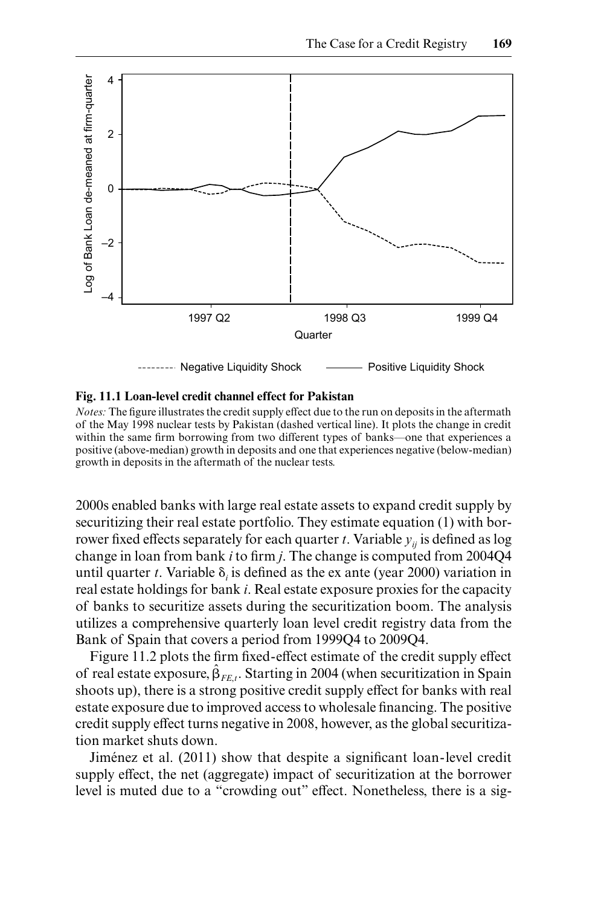**Fig. 11.1 Loan-level credit channel effect for Pakistan**

*Notes:* The figure illustrates the credit supply effect due to the run on deposits in the aftermath of the May 1998 nuclear tests by Pakistan (dashed vertical line). It plots the change in credit within the same firm borrowing from two different types of banks—one that experiences a positive (above-median) growth in deposits and one that experiences negative (below-median) growth in deposits in the aftermath of the nuclear tests.

2000s enabled banks with large real estate assets to expand credit supply by securitizing their real estate portfolio. They estimate equation (1) with borrower fixed effects separately for each quarter $t$. Variable $y_{ij}$ is defined as log change in loan from bank $i$ to firm $j$. The change is computed from 2004Q4 until quarter $t$. Variable $\delta_i$ is defined as the ex ante (year 2000) variation in real estate holdings for bank $i$. Real estate exposure proxies for the capacity of banks to securitize assets during the securitization boom. The analysis utilizes a comprehensive quarterly loan level credit registry data from the Bank of Spain that covers a period from 1999Q4 to 2009Q4.

Figure 11.2 plots the firm fixed-effect estimate of the credit supply effect of real estate exposure, $\hat{\beta}_{FE,t}$. Starting in 2004 (when securitization in Spain shoots up), there is a strong positive credit supply effect for banks with real estate exposure due to improved access to wholesale financing. The positive credit supply effect turns negative in 2008, however, as the global securitization market shuts down.

Jiménez et al. (2011) show that despite a significant loan-level credit supply effect, the net (aggregate) impact of securitization at the borrower level is muted due to a "crowding out" effect. Nonetheless, there is a sig-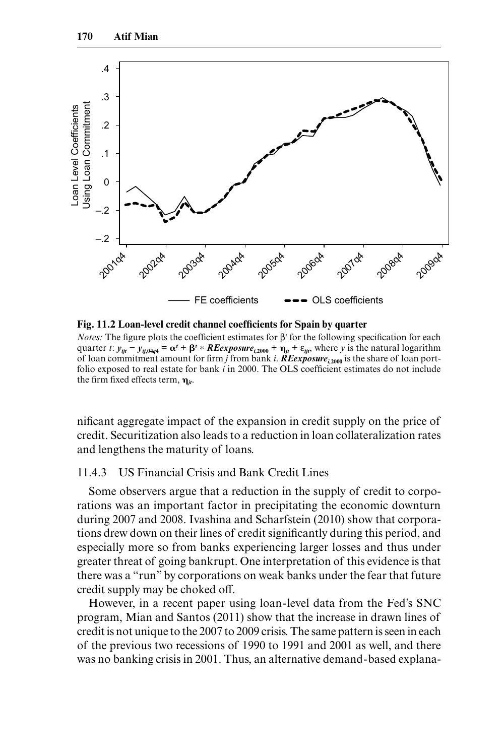**Fig. 11.2 Loan-level credit channel coefficients for Spain by quarter**

*Notes:* The figure plots the coefficient estimates for $\beta^t$ for the following specification for each quarter $t$: $y_{ijt} - y_{ij,04q4} = \alpha^t + \beta^t * REexposure_{i,2000} + \eta_{jt} + \varepsilon_{ijt}$, where $y$ is the natural logarithm of loan commitment amount for firm $j$ from bank $i$. $REexposure_{i,2000}$ is the share of loan portfolio exposed to real estate for bank $i$ in 2000. The OLS coefficient estimates do not include the firm fixed effects term, $\eta_{jt}$.

nificant aggregate impact of the expansion in credit supply on the price of credit. Securitization also leads to a reduction in loan collateralization rates and lengthens the maturity of loans.

### 11.4.3 US Financial Crisis and Bank Credit Lines

Some observers argue that a reduction in the supply of credit to corporations was an important factor in precipitating the economic downturn during 2007 and 2008. Ivashina and Scharfstein (2010) show that corporations drew down on their lines of credit significantly during this period, and especially more so from banks experiencing larger losses and thus under greater threat of going bankrupt. One interpretation of this evidence is that there was a "run" by corporations on weak banks under the fear that future credit supply may be choked off.

However, in a recent paper using loan-level data from the Fed's SNC program, Mian and Santos (2011) show that the increase in drawn lines of credit is not unique to the 2007 to 2009 crisis. The same pattern is seen in each of the previous two recessions of 1990 to 1991 and 2001 as well, and there was no banking crisis in 2001. Thus, an alternative demand-based explana-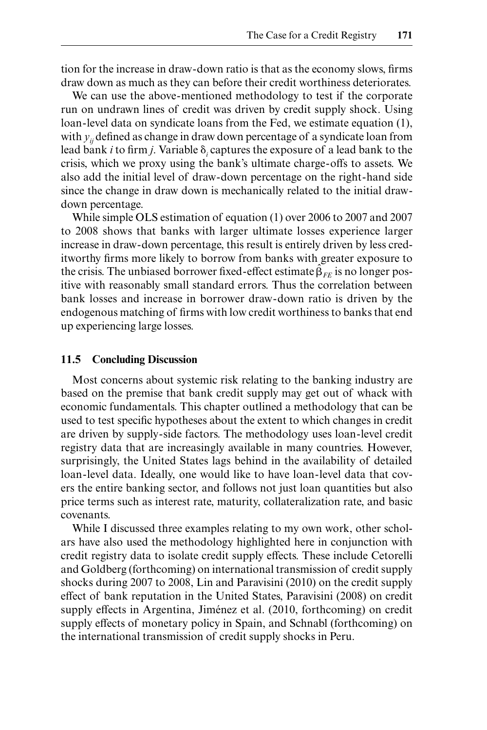tion for the increase in draw-down ratio is that as the economy slows, firms draw down as much as they can before their credit worthiness deteriorates.

We can use the above-mentioned methodology to test if the corporate run on undrawn lines of credit was driven by credit supply shock. Using loan-level data on syndicate loans from the Fed, we estimate equation (1), with $y_{ij}$ defined as change in draw down percentage of a syndicate loan from lead bank *i* to firm *j*. Variable $\delta_i$ captures the exposure of a lead bank to the crisis, which we proxy using the bank's ultimate charge-offs to assets. We also add the initial level of draw-down percentage on the right-hand side since the change in draw down is mechanically related to the initial draw-down percentage.

While simple OLS estimation of equation (1) over 2006 to 2007 and 2007 to 2008 shows that banks with larger ultimate losses experience larger increase in draw-down percentage, this result is entirely driven by less creditworthy firms more likely to borrow from banks with greater exposure to the crisis. The unbiased borrower fixed-effect estimate $\hat{\beta}_{FE}$ is no longer positive with reasonably small standard errors. Thus the correlation between bank losses and increase in borrower draw-down ratio is driven by the endogenous matching of firms with low credit worthiness to banks that end up experiencing large losses.

## 11.5 Concluding Discussion

Most concerns about systemic risk relating to the banking industry are based on the premise that bank credit supply may get out of whack with economic fundamentals. This chapter outlined a methodology that can be used to test specific hypotheses about the extent to which changes in credit are driven by supply-side factors. The methodology uses loan-level credit registry data that are increasingly available in many countries. However, surprisingly, the United States lags behind in the availability of detailed loan-level data. Ideally, one would like to have loan-level data that covers the entire banking sector, and follows not just loan quantities but also price terms such as interest rate, maturity, collateralization rate, and basic covenants.

While I discussed three examples relating to my own work, other scholars have also used the methodology highlighted here in conjunction with credit registry data to isolate credit supply effects. These include Cetorelli and Goldberg (forthcoming) on international transmission of credit supply shocks during 2007 to 2008, Lin and Paravisini (2010) on the credit supply effect of bank reputation in the United States, Paravisini (2008) on credit supply effects in Argentina, Jiménez et al. (2010, forthcoming) on credit supply effects of monetary policy in Spain, and Schnabl (forthcoming) on the international transmission of credit supply shocks in Peru.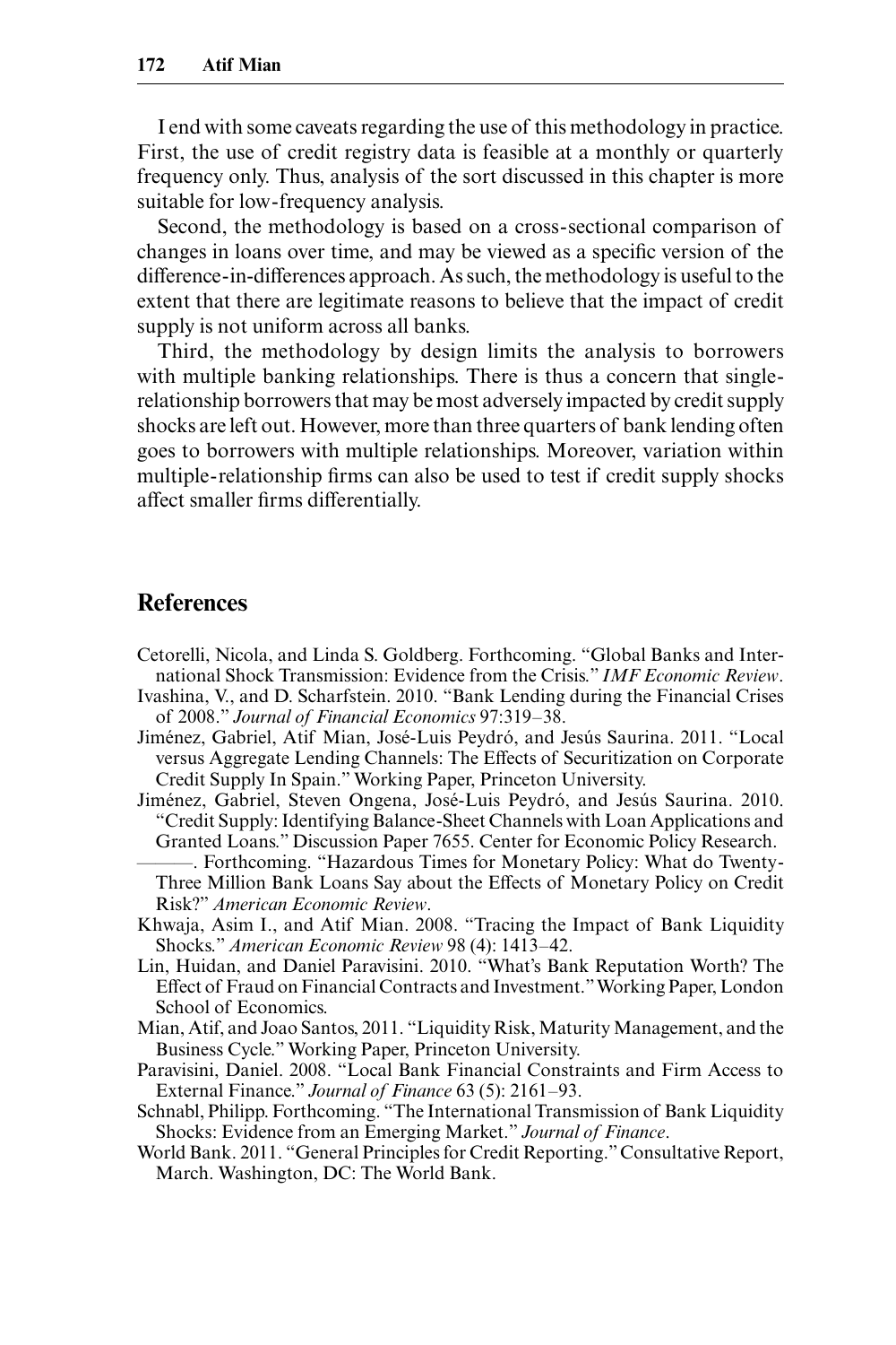I end with some caveats regarding the use of this methodology in practice. First, the use of credit registry data is feasible at a monthly or quarterly frequency only. Thus, analysis of the sort discussed in this chapter is more suitable for low-frequency analysis.

Second, the methodology is based on a cross-sectional comparison of changes in loans over time, and may be viewed as a specific version of the difference-in-differences approach. As such, the methodology is useful to the extent that there are legitimate reasons to believe that the impact of credit supply is not uniform across all banks.

Third, the methodology by design limits the analysis to borrowers with multiple banking relationships. There is thus a concern that single-relationship borrowers that may be most adversely impacted by credit supply shocks are left out. However, more than three quarters of bank lending often goes to borrowers with multiple relationships. Moreover, variation within multiple-relationship firms can also be used to test if credit supply shocks affect smaller firms differentially.

## References

Cetorelli, Nicola, and Linda S. Goldberg. Forthcoming. "Global Banks and International Shock Transmission: Evidence from the Crisis." *IMF Economic Review*.

Ivashina, V., and D. Scharfstein. 2010. "Bank Lending during the Financial Crises of 2008." *Journal of Financial Economics* 97:319–38.

Jiménez, Gabriel, Atif Mian, José-Luis Peydró, and Jesús Saurina. 2011. "Local versus Aggregate Lending Channels: The Effects of Securitization on Corporate Credit Supply In Spain." Working Paper, Princeton University.

Jiménez, Gabriel, Steven Ongena, José-Luis Peydró, and Jesús Saurina. 2010. "Credit Supply: Identifying Balance-Sheet Channels with Loan Applications and Granted Loans." Discussion Paper 7655. Center for Economic Policy Research.

———. Forthcoming. "Hazardous Times for Monetary Policy: What do Twenty-Three Million Bank Loans Say about the Effects of Monetary Policy on Credit Risk?" *American Economic Review*.

Khwaja, Asim I., and Atif Mian. 2008. "Tracing the Impact of Bank Liquidity Shocks." *American Economic Review* 98 (4): 1413–42.

Lin, Huidan, and Daniel Paravisini. 2010. "What's Bank Reputation Worth? The Effect of Fraud on Financial Contracts and Investment." Working Paper, London School of Economics.

Mian, Atif, and Joao Santos, 2011. "Liquidity Risk, Maturity Management, and the Business Cycle." Working Paper, Princeton University.

Paravisini, Daniel. 2008. "Local Bank Financial Constraints and Firm Access to External Finance." *Journal of Finance* 63 (5): 2161–93.

Schnabl, Philipp. Forthcoming. "The International Transmission of Bank Liquidity Shocks: Evidence from an Emerging Market." *Journal of Finance*.

World Bank. 2011. "General Principles for Credit Reporting." Consultative Report, March. Washington, DC: The World Bank.